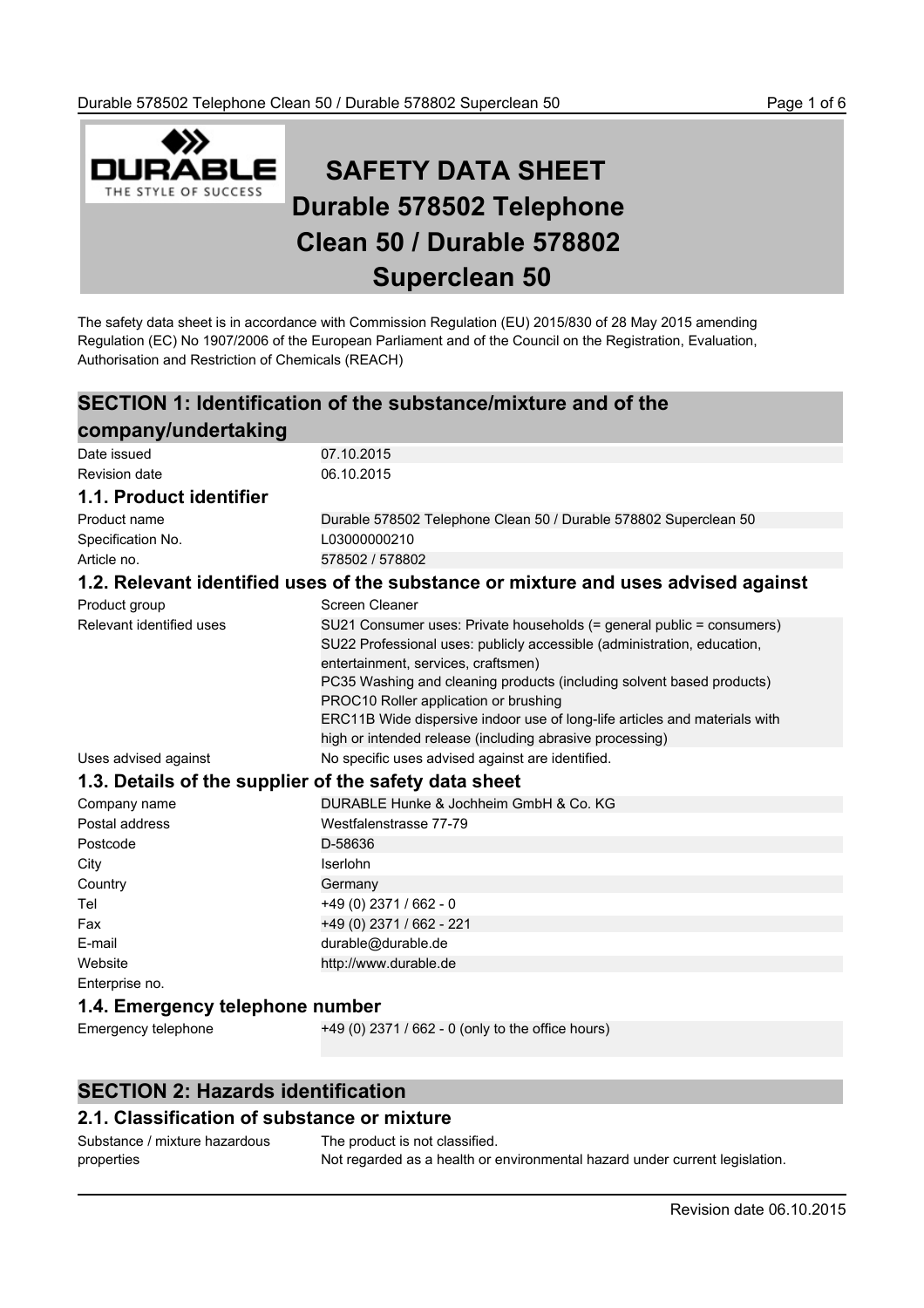# SAFETY DATA SHEET Durable 578502 Telephone Clean 50 / Durable 578802 Superclean 50

The safety data sheet is in accordance with Commission Regulation (EU) 2015/830 of 28 May 2015 amending Regulation (EC) No 1907/2006 of the European Parliament and of the Council on the Registration, Evaluation, Authorisation and Restriction of Chemicals (REACH)

## SECTION 1: Identification of the substance/mixture and of the company/undertaking

| | |
|---|---|
| Date issued | 07.10.2015 |
| Revision date | 06.10.2015 |

### 1.1. Product identifier

| | |
|---|---|
| Product name | Durable 578502 Telephone Clean 50 / Durable 578802 Superclean 50 |
| Specification No. | L03000000210 |
| Article no. | 578502 / 578802 |

### 1.2. Relevant identified uses of the substance or mixture and uses advised against

| | |
|---|---|
| Product group | Screen Cleaner |
| Relevant identified uses | SU21 Consumer uses: Private households (= general public = consumers)<br>SU22 Professional uses: publicly accessible (administration, education, entertainment, services, craftsmen)<br>PC35 Washing and cleaning products (including solvent based products)<br>PROC10 Roller application or brushing<br>ERC11B Wide dispersive indoor use of long-life articles and materials with high or intended release (including abrasive processing) |
| Uses advised against | No specific uses advised against are identified. |

### 1.3. Details of the supplier of the safety data sheet

| | |
|---|---|
| Company name | DURABLE Hunke & Jochheim GmbH & Co. KG |
| Postal address | Westfalenstrasse 77-79 |
| Postcode | D-58636 |
| City | Iserlohn |
| Country | Germany |
| Tel | +49 (0) 2371 / 662 - 0 |
| Fax | +49 (0) 2371 / 662 - 221 |
| E-mail | durable@durable.de |
| Website | http://www.durable.de |
| Enterprise no. | |

### 1.4. Emergency telephone number

| | |
|---|---|
| Emergency telephone | +49 (0) 2371 / 662 - 0 (only to the office hours) |

## SECTION 2: Hazards identification

### 2.1. Classification of substance or mixture

| | |
|---|---|
| Substance / mixture hazardous properties | The product is not classified.<br>Not regarded as a health or environmental hazard under current legislation. |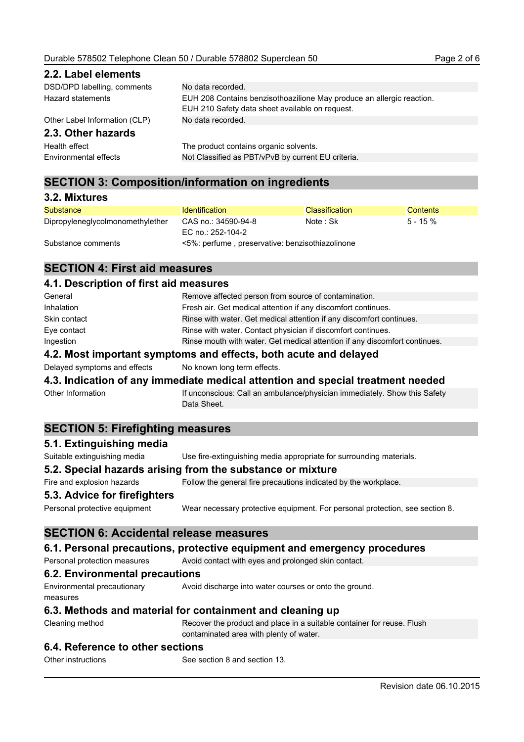### 2.2. Label elements

| | |
|---|---|
| DSD/DPD labelling, comments | No data recorded. |
| Hazard statements | EUH 208 Contains benzisothoazilione May produce an allergic reaction. EUH 210 Safety data sheet available on request. |
| Other Label Information (CLP) | No data recorded. |

### 2.3. Other hazards

| | |
|---|---|
| Health effect | The product contains organic solvents. |
| Environmental effects | Not Classified as PBT/vPvB by current EU criteria. |

## SECTION 3: Composition/information on ingredients

### 3.2. Mixtures

| Substance | Identification | Classification | Contents |
|---|---|---|---|
| Dipropyleneglycolmonomethylether | CAS no.: 34590-94-8<br>EC no.: 252-104-2 | Note : Sk | 5 - 15 % |

Substance comments: <5%: perfume , preservative: benzisothiazolinone

## SECTION 4: First aid measures

### 4.1. Description of first aid measures

| | |
|---|---|
| General | Remove affected person from source of contamination. |
| Inhalation | Fresh air. Get medical attention if any discomfort continues. |
| Skin contact | Rinse with water. Get medical attention if any discomfort continues. |
| Eye contact | Rinse with water. Contact physician if discomfort continues. |
| Ingestion | Rinse mouth with water. Get medical attention if any discomfort continues. |

### 4.2. Most important symptoms and effects, both acute and delayed

Delayed symptoms and effects: No known long term effects.

### 4.3. Indication of any immediate medical attention and special treatment needed

Other Information: If unconscious: Call an ambulance/physician immediately. Show this Safety Data Sheet.

## SECTION 5: Firefighting measures

### 5.1. Extinguishing media

Suitable extinguishing media: Use fire-extinguishing media appropriate for surrounding materials.

### 5.2. Special hazards arising from the substance or mixture

Fire and explosion hazards: Follow the general fire precautions indicated by the workplace.

### 5.3. Advice for firefighters

Personal protective equipment: Wear necessary protective equipment. For personal protection, see section 8.

## SECTION 6: Accidental release measures

### 6.1. Personal precautions, protective equipment and emergency procedures

Personal protection measures: Avoid contact with eyes and prolonged skin contact.

### 6.2. Environmental precautions

Environmental precautionary measures: Avoid discharge into water courses or onto the ground.

### 6.3. Methods and material for containment and cleaning up

Cleaning method: Recover the product and place in a suitable container for reuse. Flush contaminated area with plenty of water.

### 6.4. Reference to other sections

Other instructions: See section 8 and section 13.

Revision date 06.10.2015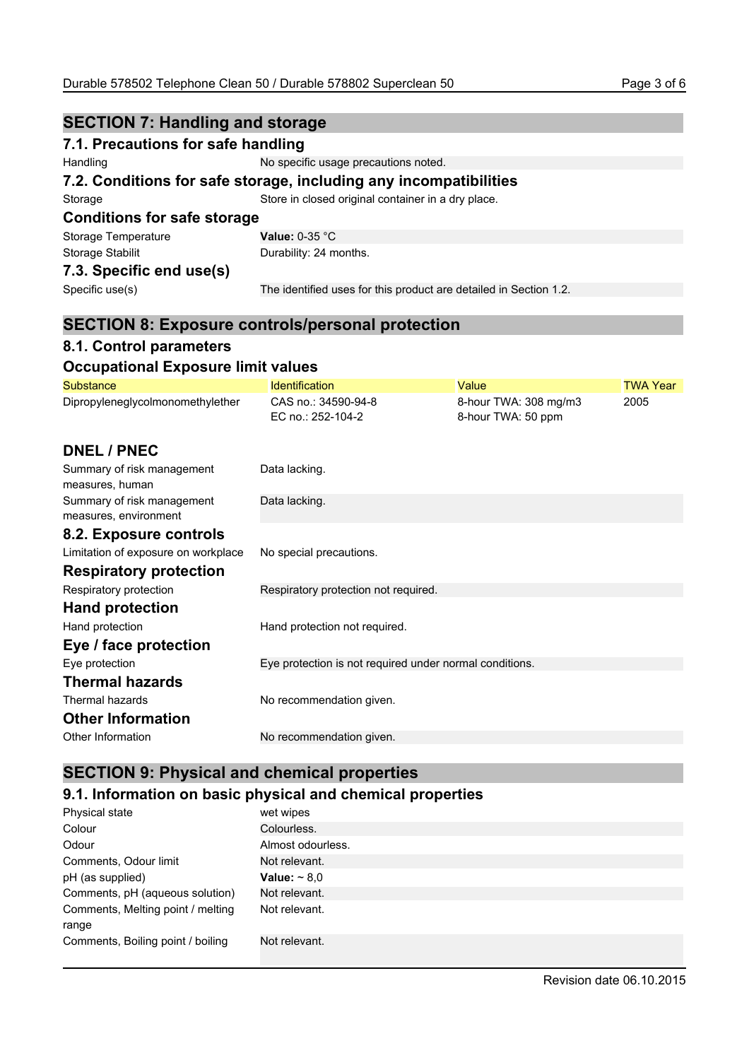## SECTION 7: Handling and storage

### 7.1. Precautions for safe handling

| | |
|---|---|
| Handling | No specific usage precautions noted. |

### 7.2. Conditions for safe storage, including any incompatibilities

| | |
|---|---|
| Storage | Store in closed original container in a dry place. |

### Conditions for safe storage

| | |
|---|---|
| Storage Temperature | **Value:** 0-35 °C |
| Storage Stabilit | Durability: 24 months. |

### 7.3. Specific end use(s)

| | |
|---|---|
| Specific use(s) | The identified uses for this product are detailed in Section 1.2. |

## SECTION 8: Exposure controls/personal protection

### 8.1. Control parameters

### Occupational Exposure limit values

| Substance | Identification | Value | TWA Year |
|---|---|---|---|
| Dipropyleneglycolmonomethylether | CAS no.: 34590-94-8<br>EC no.: 252-104-2 | 8-hour TWA: 308 mg/m3<br>8-hour TWA: 50 ppm | 2005 |

### DNEL / PNEC

| | |
|---|---|
| Summary of risk management measures, human | Data lacking. |
| Summary of risk management measures, environment | Data lacking. |

### 8.2. Exposure controls

| | |
|---|---|
| Limitation of exposure on workplace | No special precautions. |

### Respiratory protection

| | |
|---|---|
| Respiratory protection | Respiratory protection not required. |

### Hand protection

| | |
|---|---|
| Hand protection | Hand protection not required. |

### Eye / face protection

| | |
|---|---|
| Eye protection | Eye protection is not required under normal conditions. |

### Thermal hazards

| | |
|---|---|
| Thermal hazards | No recommendation given. |

### Other Information

| | |
|---|---|
| Other Information | No recommendation given. |

## SECTION 9: Physical and chemical properties

### 9.1. Information on basic physical and chemical properties

| | |
|---|---|
| Physical state | wet wipes |
| Colour | Colourless. |
| Odour | Almost odourless. |
| Comments, Odour limit | Not relevant. |
| pH (as supplied) | **Value:** ~ 8,0 |
| Comments, pH (aqueous solution) | Not relevant. |
| Comments, Melting point / melting range | Not relevant. |
| Comments, Boiling point / boiling | Not relevant. |

Revision date 06.10.2015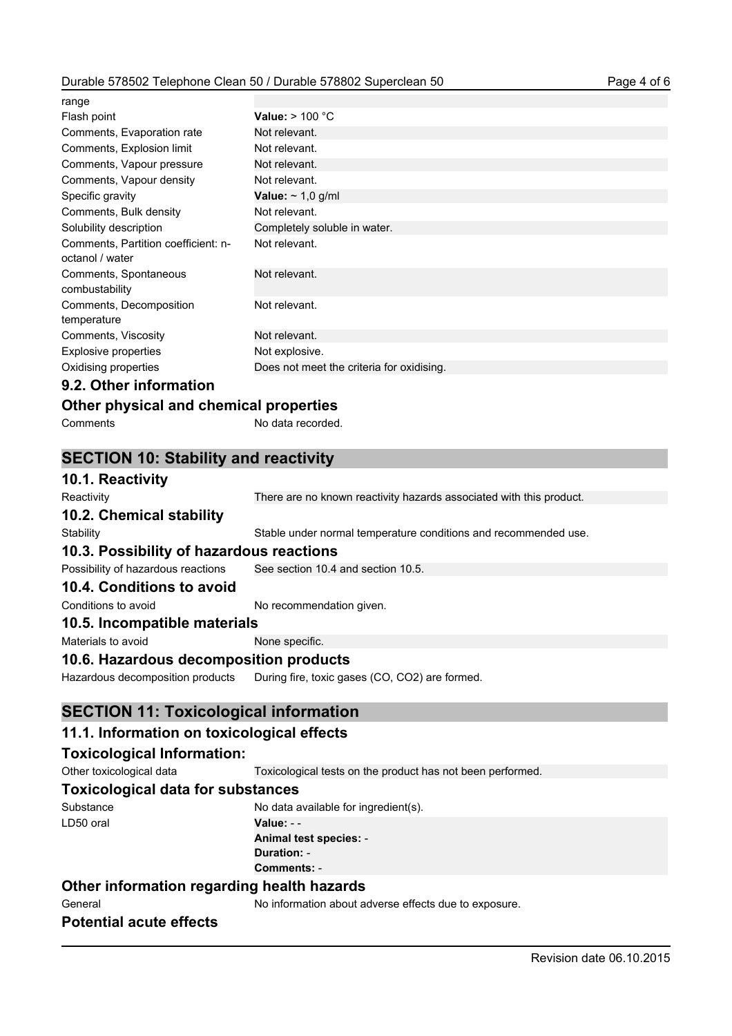| | |
|---|---|
| range | |
| Flash point | **Value:** > 100 °C |
| Comments, Evaporation rate | Not relevant. |
| Comments, Explosion limit | Not relevant. |
| Comments, Vapour pressure | Not relevant. |
| Comments, Vapour density | Not relevant. |
| Specific gravity | **Value:** ~ 1,0 g/ml |
| Comments, Bulk density | Not relevant. |
| Solubility description | Completely soluble in water. |
| Comments, Partition coefficient: n-octanol / water | Not relevant. |
| Comments, Spontaneous combustability | Not relevant. |
| Comments, Decomposition temperature | Not relevant. |
| Comments, Viscosity | Not relevant. |
| Explosive properties | Not explosive. |
| Oxidising properties | Does not meet the criteria for oxidising. |

### 9.2. Other information

### Other physical and chemical properties

| | |
|---|---|
| Comments | No data recorded. |

## SECTION 10: Stability and reactivity

### 10.1. Reactivity

| | |
|---|---|
| Reactivity | There are no known reactivity hazards associated with this product. |

### 10.2. Chemical stability

| | |
|---|---|
| Stability | Stable under normal temperature conditions and recommended use. |

### 10.3. Possibility of hazardous reactions

| | |
|---|---|
| Possibility of hazardous reactions | See section 10.4 and section 10.5. |

### 10.4. Conditions to avoid

| | |
|---|---|
| Conditions to avoid | No recommendation given. |

### 10.5. Incompatible materials

| | |
|---|---|
| Materials to avoid | None specific. |

### 10.6. Hazardous decomposition products

| | |
|---|---|
| Hazardous decomposition products | During fire, toxic gases ($CO$, $CO_2$) are formed. |

## SECTION 11: Toxicological information

### 11.1. Information on toxicological effects

### Toxicological Information:

| | |
|---|---|
| Other toxicological data | Toxicological tests on the product has not been performed. |

### Toxicological data for substances

| | |
|---|---|
| Substance | No data available for ingredient(s). |
| LD50 oral | **Value:** - -<br>**Animal test species:** -<br>**Duration:** -<br>**Comments:** - |

### Other information regarding health hazards

| | |
|---|---|
| General | No information about adverse effects due to exposure. |

### Potential acute effects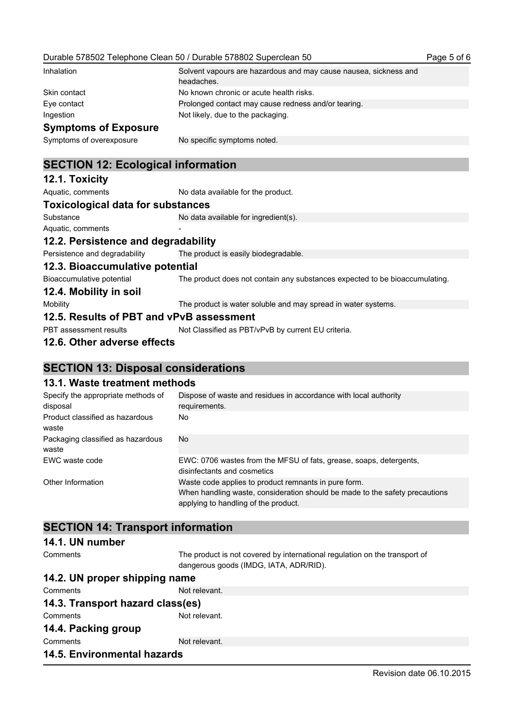| | |
|---|---|
| Inhalation | Solvent vapours are hazardous and may cause nausea, sickness and headaches. |
| Skin contact | No known chronic or acute health risks. |
| Eye contact | Prolonged contact may cause redness and/or tearing. |
| Ingestion | Not likely, due to the packaging. |

### Symptoms of Exposure

| | |
|---|---|
| Symptoms of overexposure | No specific symptoms noted. |

## SECTION 12: Ecological information

### 12.1. Toxicity

| | |
|---|---|
| Aquatic, comments | No data available for the product. |

### Toxicological data for substances

| | |
|---|---|
| Substance | No data available for ingredient(s). |
| Aquatic, comments | - |

### 12.2. Persistence and degradability

| | |
|---|---|
| Persistence and degradability | The product is easily biodegradable. |

### 12.3. Bioaccumulative potential

| | |
|---|---|
| Bioaccumulative potential | The product does not contain any substances expected to be bioaccumulating. |

### 12.4. Mobility in soil

| | |
|---|---|
| Mobility | The product is water soluble and may spread in water systems. |

### 12.5. Results of PBT and vPvB assessment

| | |
|---|---|
| PBT assessment results | Not Classified as PBT/vPvB by current EU criteria. |

### 12.6. Other adverse effects

## SECTION 13: Disposal considerations

### 13.1. Waste treatment methods

| | |
|---|---|
| Specify the appropriate methods of disposal | Dispose of waste and residues in accordance with local authority requirements. |
| Product classified as hazardous waste | No |
| Packaging classified as hazardous waste | No |
| EWC waste code | EWC: 0706 wastes from the MFSU of fats, grease, soaps, detergents, disinfectants and cosmetics |
| Other Information | Waste code applies to product remnants in pure form. When handling waste, consideration should be made to the safety precautions applying to handling of the product. |

## SECTION 14: Transport information

### 14.1. UN number

| | |
|---|---|
| Comments | The product is not covered by international regulation on the transport of dangerous goods (IMDG, IATA, ADR/RID). |

### 14.2. UN proper shipping name

| | |
|---|---|
| Comments | Not relevant. |

### 14.3. Transport hazard class(es)

| | |
|---|---|
| Comments | Not relevant. |

### 14.4. Packing group

| | |
|---|---|
| Comments | Not relevant. |

### 14.5. Environmental hazards

Revision date 06.10.2015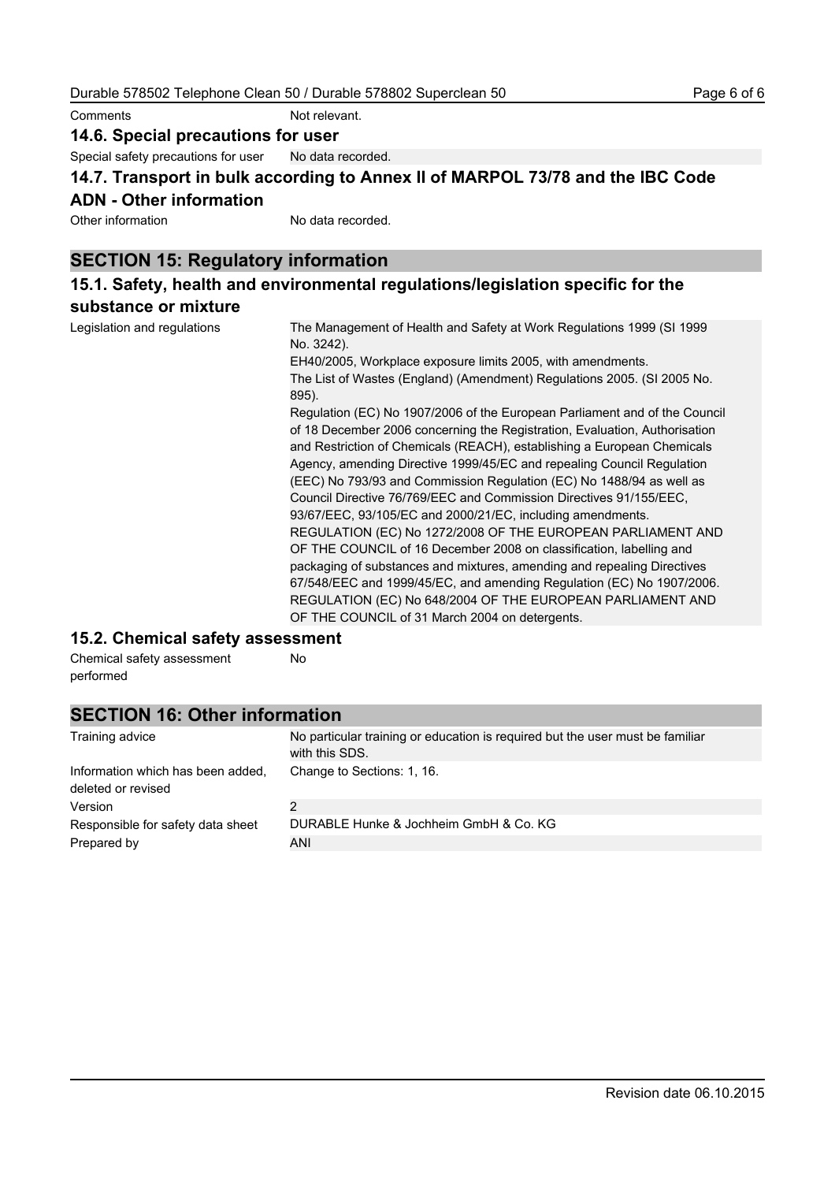| | |
|---|---|
| Comments | Not relevant. |

### 14.6. Special precautions for user

| | |
|---|---|
| Special safety precautions for user | No data recorded. |

### 14.7. Transport in bulk according to Annex II of MARPOL 73/78 and the IBC Code

### ADN - Other information

| | |
|---|---|
| Other information | No data recorded. |

## SECTION 15: Regulatory information

### 15.1. Safety, health and environmental regulations/legislation specific for the substance or mixture

| | |
|---|---|
| Legislation and regulations | The Management of Health and Safety at Work Regulations 1999 (SI 1999 No. 3242).<br>EH40/2005, Workplace exposure limits 2005, with amendments.<br>The List of Wastes (England) (Amendment) Regulations 2005. (SI 2005 No. 895).<br>Regulation (EC) No 1907/2006 of the European Parliament and of the Council of 18 December 2006 concerning the Registration, Evaluation, Authorisation and Restriction of Chemicals (REACH), establishing a European Chemicals Agency, amending Directive 1999/45/EC and repealing Council Regulation (EEC) No 793/93 and Commission Regulation (EC) No 1488/94 as well as Council Directive 76/769/EEC and Commission Directives 91/155/EEC, 93/67/EEC, 93/105/EC and 2000/21/EC, including amendments.<br>REGULATION (EC) No 1272/2008 OF THE EUROPEAN PARLIAMENT AND OF THE COUNCIL of 16 December 2008 on classification, labelling and packaging of substances and mixtures, amending and repealing Directives 67/548/EEC and 1999/45/EC, and amending Regulation (EC) No 1907/2006.<br>REGULATION (EC) No 648/2004 OF THE EUROPEAN PARLIAMENT AND OF THE COUNCIL of 31 March 2004 on detergents. |

### 15.2. Chemical safety assessment

| | |
|---|---|
| Chemical safety assessment performed | No |

## SECTION 16: Other information

| | |
|---|---|
| Training advice | No particular training or education is required but the user must be familiar with this SDS. |
| Information which has been added, deleted or revised | Change to Sections: 1, 16. |
| Version | 2 |
| Responsible for safety data sheet | DURABLE Hunke & Jochheim GmbH & Co. KG |
| Prepared by | ANI |

Revision date 06.10.2015